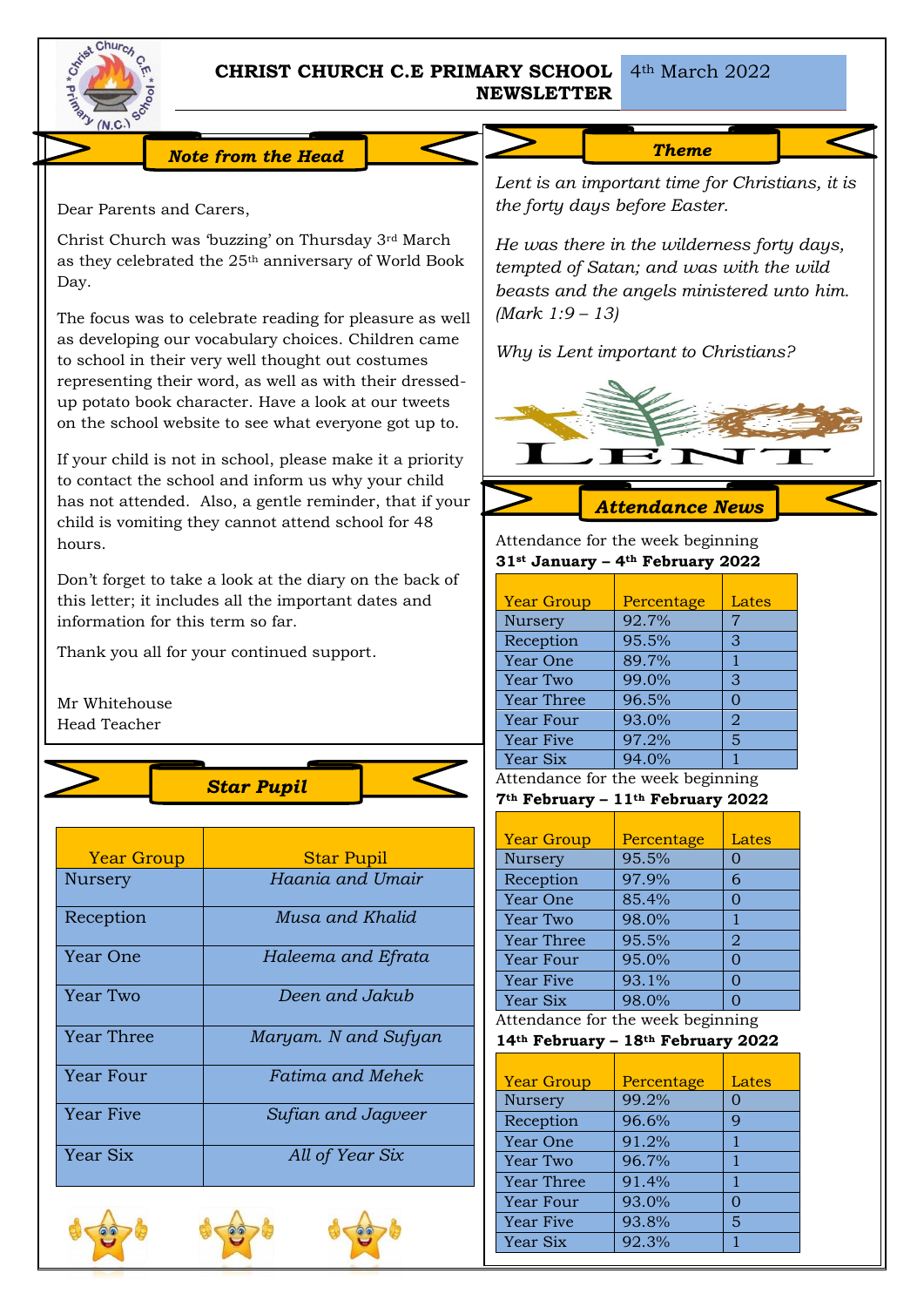# CHRIST CHURCH C.E PRIMARY SCHOOL NEWSLETTER

4th March 2022

## Note from the Head

Dear Parents and Carers,

Christ Church was 'buzzing' on Thursday 3rd March as they celebrated the 25th anniversary of World Book Day.

The focus was to celebrate reading for pleasure as well as developing our vocabulary choices. Children came to school in their very well thought out costumes representing their word, as well as with their dressed-up potato book character. Have a look at our tweets on the school website to see what everyone got up to.

If your child is not in school, please make it a priority to contact the school and inform us why your child has not attended. Also, a gentle reminder, that if your child is vomiting they cannot attend school for 48 hours.

Don't forget to take a look at the diary on the back of this letter; it includes all the important dates and information for this term so far.

Thank you all for your continued support.

Mr Whitehouse
Head Teacher

## Star Pupil

| Year Group | Star Pupil |
|---|---|
| Nursery | *Haania and Umair* |
| Reception | *Musa and Khalid* |
| Year One | *Haleema and Efrata* |
| Year Two | *Deen and Jakub* |
| Year Three | *Maryam. N and Sufyan* |
| Year Four | *Fatima and Mehek* |
| Year Five | *Sufian and Jagveer* |
| Year Six | *All of Year Six* |

## Theme

*Lent is an important time for Christians, it is the forty days before Easter.*

*He was there in the wilderness forty days, tempted of Satan; and was with the wild beasts and the angels ministered unto him. (Mark 1:9 – 13)*

*Why is Lent important to Christians?*

LENT

## Attendance News

Attendance for the week beginning
**31st January – 4th February 2022**

| Year Group | Percentage | Lates |
|---|---|---|
| Nursery | 92.7% | 7 |
| Reception | 95.5% | 3 |
| Year One | 89.7% | 1 |
| Year Two | 99.0% | 3 |
| Year Three | 96.5% | 0 |
| Year Four | 93.0% | 2 |
| Year Five | 97.2% | 5 |
| Year Six | 94.0% | 1 |

Attendance for the week beginning
**7th February – 11th February 2022**

| Year Group | Percentage | Lates |
|---|---|---|
| Nursery | 95.5% | 0 |
| Reception | 97.9% | 6 |
| Year One | 85.4% | 0 |
| Year Two | 98.0% | 1 |
| Year Three | 95.5% | 2 |
| Year Four | 95.0% | 0 |
| Year Five | 93.1% | 0 |
| Year Six | 98.0% | 0 |

Attendance for the week beginning
**14th February – 18th February 2022**

| Year Group | Percentage | Lates |
|---|---|---|
| Nursery | 99.2% | 0 |
| Reception | 96.6% | 9 |
| Year One | 91.2% | 1 |
| Year Two | 96.7% | 1 |
| Year Three | 91.4% | 1 |
| Year Four | 93.0% | 0 |
| Year Five | 93.8% | 5 |
| Year Six | 92.3% | 1 |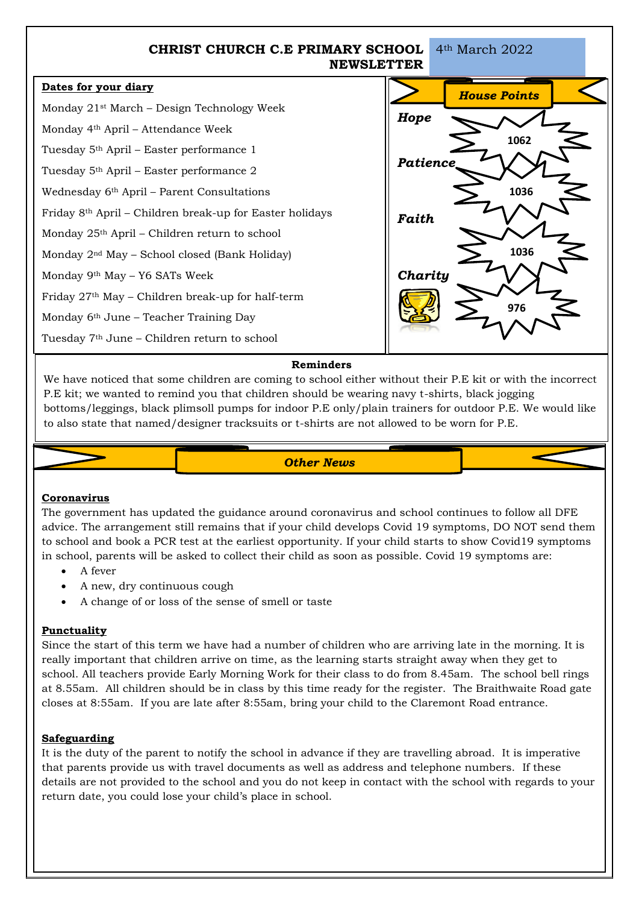# CHRIST CHURCH C.E PRIMARY SCHOOL NEWSLETTER

4th March 2022

**Dates for your diary**

Monday 21st March – Design Technology Week

Monday 4th April – Attendance Week

Tuesday 5th April – Easter performance 1

Tuesday 5th April – Easter performance 2

Wednesday 6th April – Parent Consultations

Friday 8th April – Children break-up for Easter holidays

Monday 25th April – Children return to school

Monday 2nd May – School closed (Bank Holiday)

Monday 9th May – Y6 SATs Week

Friday 27th May – Children break-up for half-term

Monday 6th June – Teacher Training Day

Tuesday 7th June – Children return to school

***House Points***

***Hope*** 1062

***Patience*** 1036

***Faith*** 1036

***Charity*** 976

**Reminders**

We have noticed that some children are coming to school either without their P.E kit or with the incorrect P.E kit; we wanted to remind you that children should be wearing navy t-shirts, black jogging bottoms/leggings, black plimsoll pumps for indoor P.E only/plain trainers for outdoor P.E. We would like to also state that named/designer tracksuits or t-shirts are not allowed to be worn for P.E.

## ***Other News***

**Coronavirus**

The government has updated the guidance around coronavirus and school continues to follow all DFE advice. The arrangement still remains that if your child develops Covid 19 symptoms, DO NOT send them to school and book a PCR test at the earliest opportunity. If your child starts to show Covid19 symptoms in school, parents will be asked to collect their child as soon as possible. Covid 19 symptoms are:

- A fever
- A new, dry continuous cough
- A change of or loss of the sense of smell or taste

**Punctuality**

Since the start of this term we have had a number of children who are arriving late in the morning. It is really important that children arrive on time, as the learning starts straight away when they get to school. All teachers provide Early Morning Work for their class to do from 8.45am. The school bell rings at 8.55am. All children should be in class by this time ready for the register. The Braithwaite Road gate closes at 8:55am. If you are late after 8:55am, bring your child to the Claremont Road entrance.

**Safeguarding**

It is the duty of the parent to notify the school in advance if they are travelling abroad. It is imperative that parents provide us with travel documents as well as address and telephone numbers. If these details are not provided to the school and you do not keep in contact with the school with regards to your return date, you could lose your child's place in school.